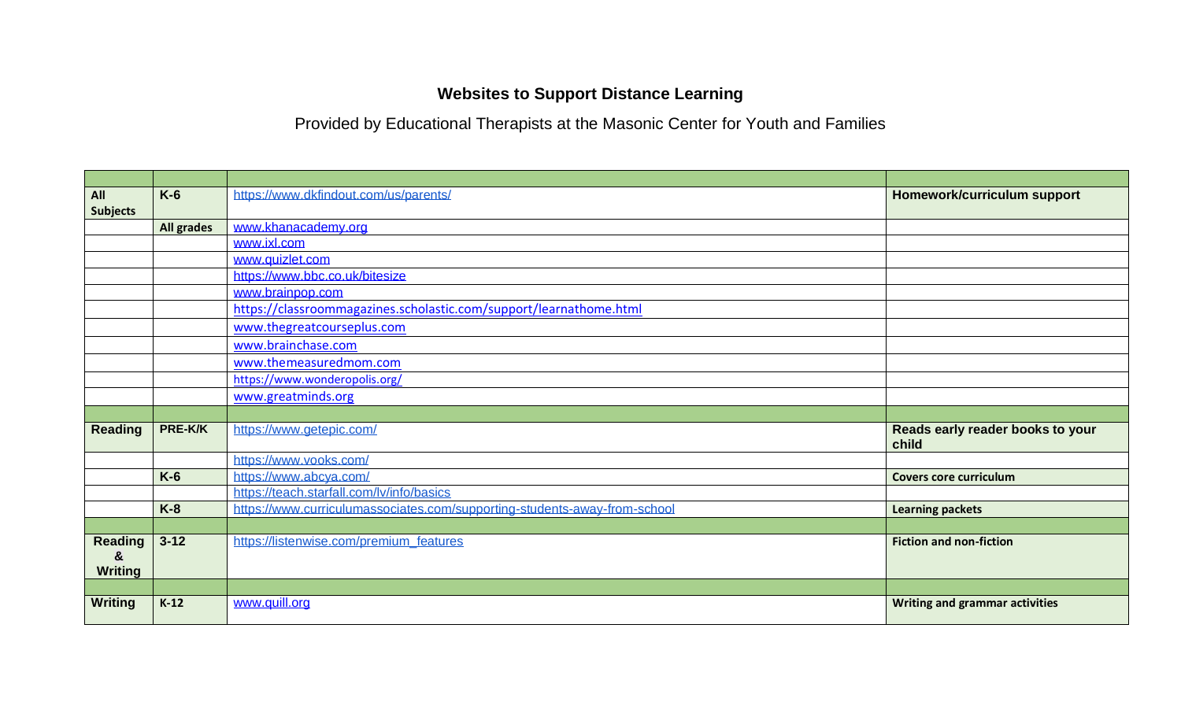**Websites to Support Distance Learning**

Provided by Educational Therapists at the Masonic Center for Youth and Families

| | | | |
|---|---|---|---|
| **All Subjects** | **K-6** | https://www.dkfindout.com/us/parents/ | **Homework/curriculum support** |
| | **All grades** | www.khanacademy.org | |
| | | www.ixl.com | |
| | | www.quizlet.com | |
| | | https://www.bbc.co.uk/bitesize | |
| | | www.brainpop.com | |
| | | https://classroommagazines.scholastic.com/support/learnathome.html | |
| | | www.thegreatcourseplus.com | |
| | | www.brainchase.com | |
| | | www.themeasuredmom.com | |
| | | https://www.wonderopolis.org/ | |
| | | www.greatminds.org | |
| | | | |
| **Reading** | **PRE-K/K** | https://www.getepic.com/ | **Reads early reader books to your child** |
| | | https://www.vooks.com/ | |
| | **K-6** | https://www.abcya.com/ | **Covers core curriculum** |
| | | https://teach.starfall.com/lv/info/basics | |
| | **K-8** | https://www.curriculumassociates.com/supporting-students-away-from-school | **Learning packets** |
| | | | |
| **Reading & Writing** | **3-12** | https://listenwise.com/premium_features | **Fiction and non-fiction** |
| | | | |
| **Writing** | **K-12** | www.quill.org | **Writing and grammar activities** |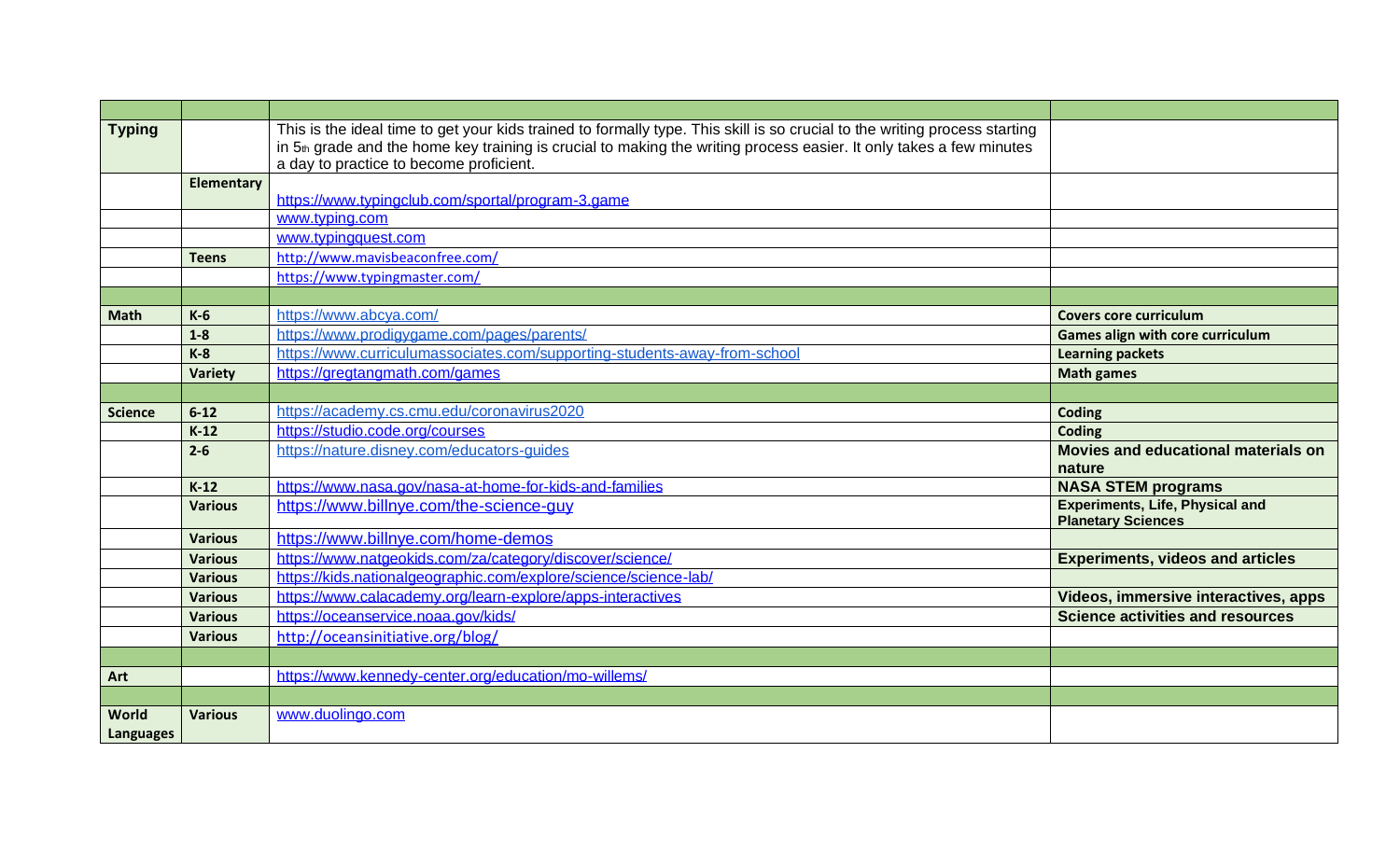| | | | |
|---|---|---|---|
| **Typing** | | This is the ideal time to get your kids trained to formally type. This skill is so crucial to the writing process starting in 5th grade and the home key training is crucial to making the writing process easier. It only takes a few minutes a day to practice to become proficient. | |
| | **Elementary** | https://www.typingclub.com/sportal/program-3.game | |
| | | www.typing.com | |
| | | www.typingquest.com | |
| | **Teens** | http://www.mavisbeaconfree.com/ | |
| | | https://www.typingmaster.com/ | |
| | | | |
| **Math** | **K-6** | https://www.abcya.com/ | **Covers core curriculum** |
| | **1-8** | https://www.prodigygame.com/pages/parents/ | **Games align with core curriculum** |
| | **K-8** | https://www.curriculumassociates.com/supporting-students-away-from-school | **Learning packets** |
| | **Variety** | https://gregtangmath.com/games | **Math games** |
| | | | |
| **Science** | **6-12** | https://academy.cs.cmu.edu/coronavirus2020 | **Coding** |
| | **K-12** | https://studio.code.org/courses | **Coding** |
| | **2-6** | https://nature.disney.com/educators-guides | **Movies and educational materials on nature** |
| | **K-12** | https://www.nasa.gov/nasa-at-home-for-kids-and-families | **NASA STEM programs** |
| | **Various** | https://www.billnye.com/the-science-guy | **Experiments, Life, Physical and Planetary Sciences** |
| | **Various** | https://www.billnye.com/home-demos | |
| | **Various** | https://www.natgeokids.com/za/category/discover/science/ | **Experiments, videos and articles** |
| | **Various** | https://kids.nationalgeographic.com/explore/science/science-lab/ | |
| | **Various** | https://www.calacademy.org/learn-explore/apps-interactives | **Videos, immersive interactives, apps** |
| | **Various** | https://oceanservice.noaa.gov/kids/ | **Science activities and resources** |
| | **Various** | http://oceansinitiative.org/blog/ | |
| | | | |
| **Art** | | https://www.kennedy-center.org/education/mo-willems/ | |
| | | | |
| **World Languages** | **Various** | www.duolingo.com | |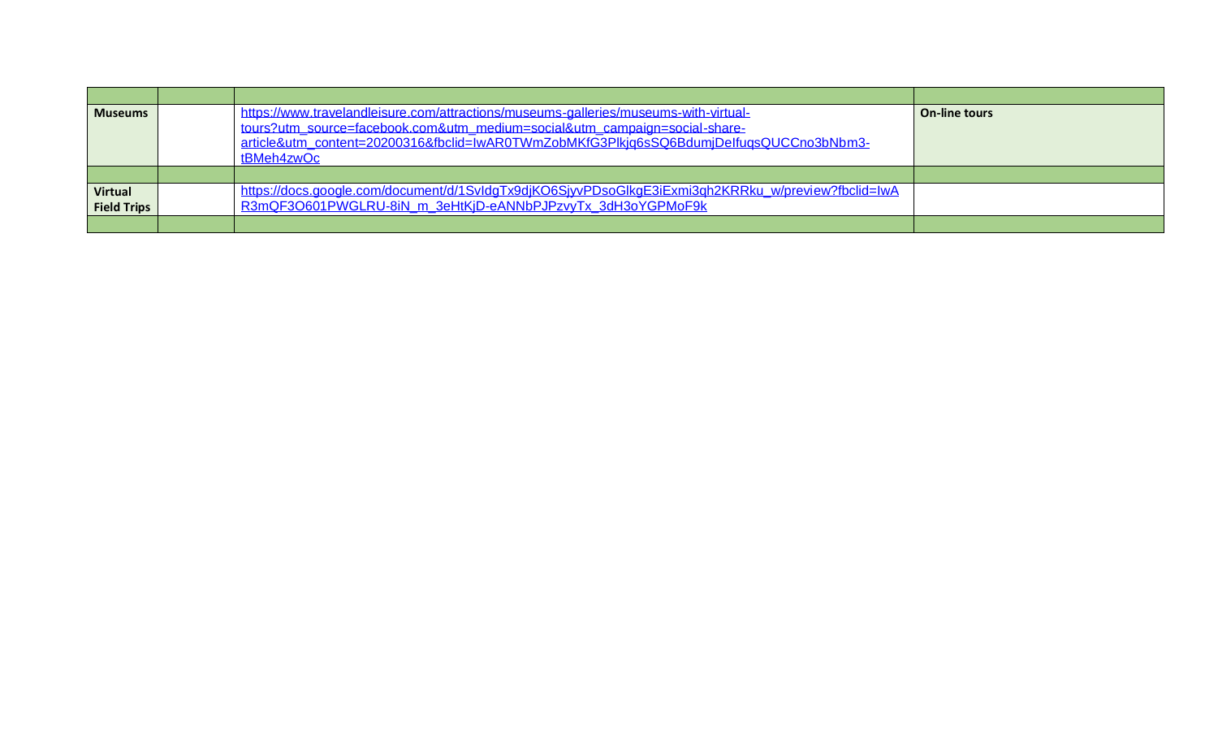| | | | |
|---|---|---|---|
| | | | |
| **Museums** | | https://www.travelandleisure.com/attractions/museums-galleries/museums-with-virtual-tours?utm_source=facebook.com&utm_medium=social&utm_campaign=social-share-article&utm_content=20200316&fbclid=IwAR0TWmZobMKfG3Plkjq6sSQ6BdumjDeIfuqsQUCCno3bNbm3-tBMeh4zwOc | **On-line tours** |
| | | | |
| **Virtual Field Trips** | | https://docs.google.com/document/d/1SvIdgTx9djKO6SjyvPDsoGlkgE3iExmi3qh2KRRku_w/preview?fbclid=IwAR3mQF3O601PWGLRU-8iN_m_3eHtKjD-eANNbPJPzvyTx_3dH3oYGPMoF9k | |
| | | | |